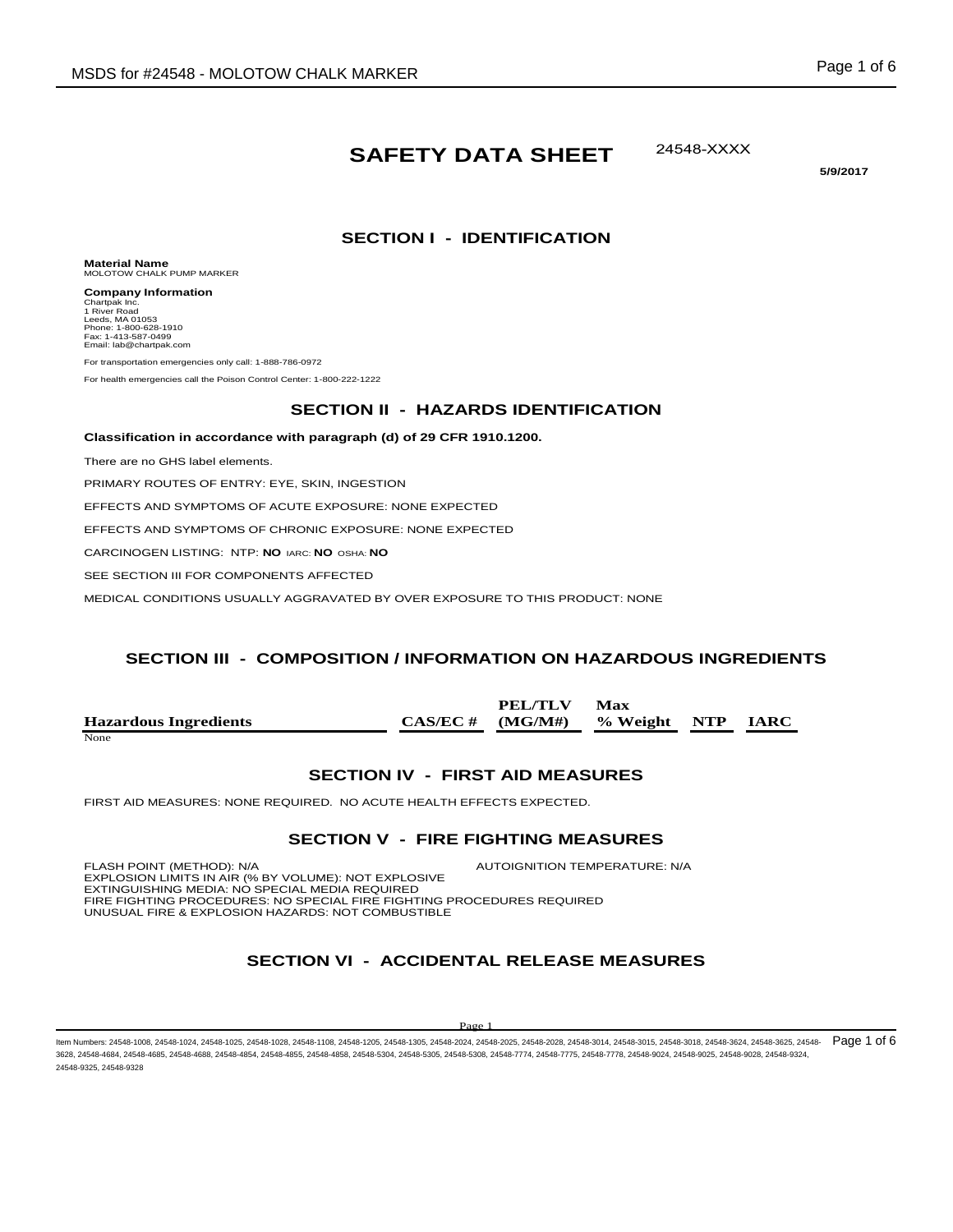# SAFETY DATA SHEET

24548-XXXX

**5/9/2017**

## SECTION I - IDENTIFICATION

**Material Name**
MOLOTOW CHALK PUMP MARKER

**Company Information**
Chartpak Inc.
1 River Road
Leeds, MA 01053
Phone: 1-800-628-1910
Fax: 1-413-587-0499
Email: lab@chartpak.com

For transportation emergencies only call: 1-888-786-0972

For health emergencies call the Poison Control Center: 1-800-222-1222

## SECTION II - HAZARDS IDENTIFICATION

**Classification in accordance with paragraph (d) of 29 CFR 1910.1200.**

There are no GHS label elements.

PRIMARY ROUTES OF ENTRY: EYE, SKIN, INGESTION

EFFECTS AND SYMPTOMS OF ACUTE EXPOSURE: NONE EXPECTED

EFFECTS AND SYMPTOMS OF CHRONIC EXPOSURE: NONE EXPECTED

CARCINOGEN LISTING: NTP: **NO** IARC: **NO** OSHA: **NO**

SEE SECTION III FOR COMPONENTS AFFECTED

MEDICAL CONDITIONS USUALLY AGGRAVATED BY OVER EXPOSURE TO THIS PRODUCT: NONE

## SECTION III - COMPOSITION / INFORMATION ON HAZARDOUS INGREDIENTS

| Hazardous Ingredients | CAS/EC # | PEL/TLV (MG/M#) | Max % Weight | NTP | IARC |
|---|---|---|---|---|---|
| None | | | | | |

## SECTION IV - FIRST AID MEASURES

FIRST AID MEASURES: NONE REQUIRED. NO ACUTE HEALTH EFFECTS EXPECTED.

## SECTION V - FIRE FIGHTING MEASURES

FLASH POINT (METHOD): N/A
AUTOIGNITION TEMPERATURE: N/A
EXPLOSION LIMITS IN AIR (% BY VOLUME): NOT EXPLOSIVE
EXTINGUISHING MEDIA: NO SPECIAL MEDIA REQUIRED
FIRE FIGHTING PROCEDURES: NO SPECIAL FIRE FIGHTING PROCEDURES REQUIRED
UNUSUAL FIRE & EXPLOSION HAZARDS: NOT COMBUSTIBLE

## SECTION VI - ACCIDENTAL RELEASE MEASURES

Item Numbers: 24548-1008, 24548-1024, 24548-1025, 24548-1028, 24548-1108, 24548-1205, 24548-1305, 24548-2024, 24548-2025, 24548-2028, 24548-3014, 24548-3015, 24548-3018, 24548-3624, 24548-3625, 24548-3628, 24548-4684, 24548-4685, 24548-4688, 24548-4854, 24548-4855, 24548-4858, 24548-5304, 24548-5305, 24548-5308, 24548-7774, 24548-7775, 24548-7778, 24548-9024, 24548-9025, 24548-9028, 24548-9324, 24548-9325, 24548-9328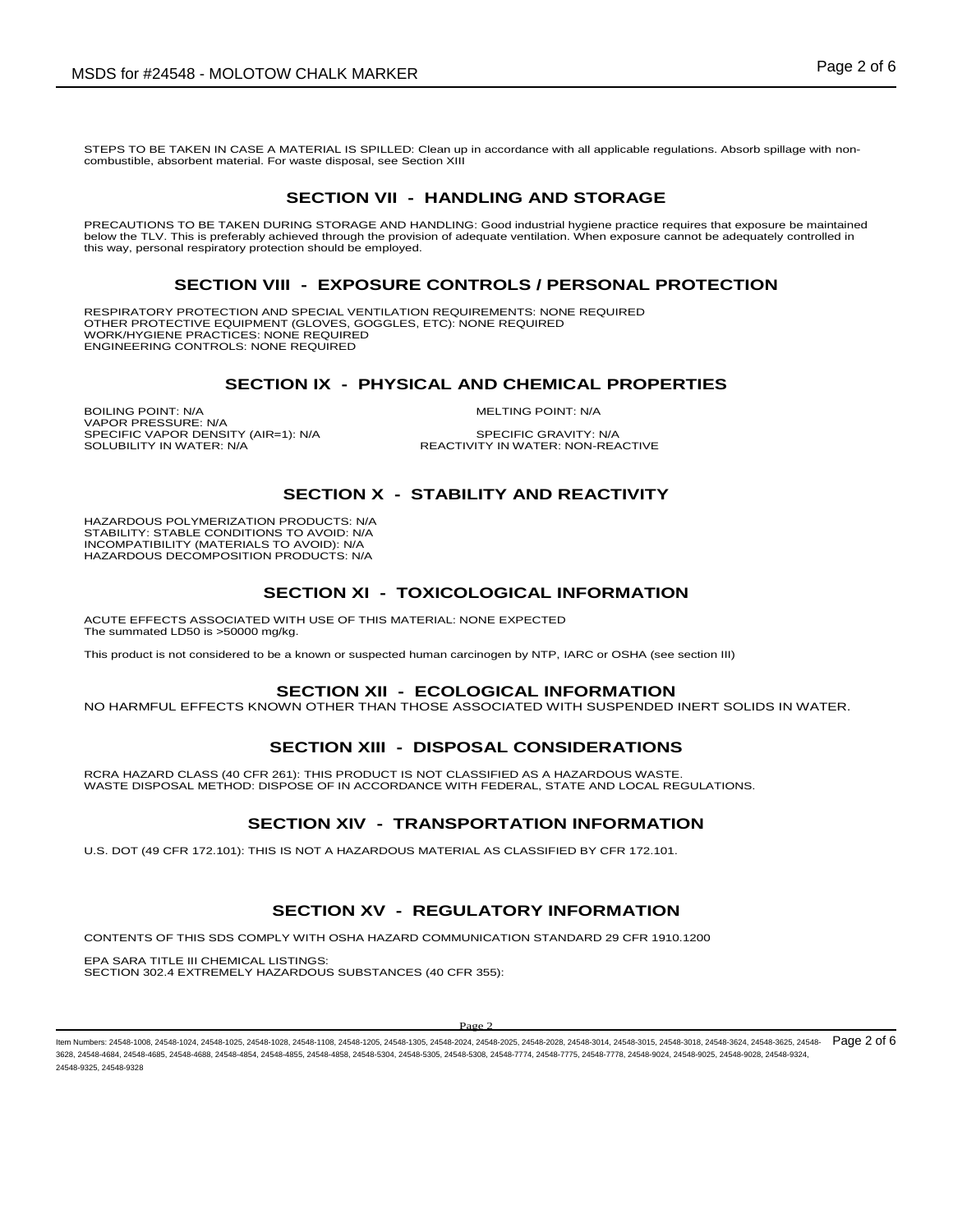STEPS TO BE TAKEN IN CASE A MATERIAL IS SPILLED: Clean up in accordance with all applicable regulations. Absorb spillage with non-combustible, absorbent material. For waste disposal, see Section XIII

## SECTION VII - HANDLING AND STORAGE

PRECAUTIONS TO BE TAKEN DURING STORAGE AND HANDLING: Good industrial hygiene practice requires that exposure be maintained below the TLV. This is preferably achieved through the provision of adequate ventilation. When exposure cannot be adequately controlled in this way, personal respiratory protection should be employed.

## SECTION VIII - EXPOSURE CONTROLS / PERSONAL PROTECTION

RESPIRATORY PROTECTION AND SPECIAL VENTILATION REQUIREMENTS: NONE REQUIRED
OTHER PROTECTIVE EQUIPMENT (GLOVES, GOGGLES, ETC): NONE REQUIRED
WORK/HYGIENE PRACTICES: NONE REQUIRED
ENGINEERING CONTROLS: NONE REQUIRED

## SECTION IX - PHYSICAL AND CHEMICAL PROPERTIES

BOILING POINT: N/A
MELTING POINT: N/A
VAPOR PRESSURE: N/A
SPECIFIC VAPOR DENSITY (AIR=1): N/A
SPECIFIC GRAVITY: N/A
SOLUBILITY IN WATER: N/A
REACTIVITY IN WATER: NON-REACTIVE

## SECTION X - STABILITY AND REACTIVITY

HAZARDOUS POLYMERIZATION PRODUCTS: N/A
STABILITY: STABLE CONDITIONS TO AVOID: N/A
INCOMPATIBILITY (MATERIALS TO AVOID): N/A
HAZARDOUS DECOMPOSITION PRODUCTS: N/A

## SECTION XI - TOXICOLOGICAL INFORMATION

ACUTE EFFECTS ASSOCIATED WITH USE OF THIS MATERIAL: NONE EXPECTED
The summated LD50 is >50000 mg/kg.

This product is not considered to be a known or suspected human carcinogen by NTP, IARC or OSHA (see section III)

## SECTION XII - ECOLOGICAL INFORMATION

NO HARMFUL EFFECTS KNOWN OTHER THAN THOSE ASSOCIATED WITH SUSPENDED INERT SOLIDS IN WATER.

## SECTION XIII - DISPOSAL CONSIDERATIONS

RCRA HAZARD CLASS (40 CFR 261): THIS PRODUCT IS NOT CLASSIFIED AS A HAZARDOUS WASTE.
WASTE DISPOSAL METHOD: DISPOSE OF IN ACCORDANCE WITH FEDERAL, STATE AND LOCAL REGULATIONS.

## SECTION XIV - TRANSPORTATION INFORMATION

U.S. DOT (49 CFR 172.101): THIS IS NOT A HAZARDOUS MATERIAL AS CLASSIFIED BY CFR 172.101.

## SECTION XV - REGULATORY INFORMATION

CONTENTS OF THIS SDS COMPLY WITH OSHA HAZARD COMMUNICATION STANDARD 29 CFR 1910.1200

EPA SARA TITLE III CHEMICAL LISTINGS:
SECTION 302.4 EXTREMELY HAZARDOUS SUBSTANCES (40 CFR 355):

Item Numbers: 24548-1008, 24548-1024, 24548-1025, 24548-1028, 24548-1108, 24548-1205, 24548-1305, 24548-2024, 24548-2025, 24548-2028, 24548-3014, 24548-3015, 24548-3018, 24548-3624, 24548-3625, 24548-3628, 24548-4684, 24548-4685, 24548-4688, 24548-4854, 24548-4855, 24548-4858, 24548-5304, 24548-5305, 24548-5308, 24548-7774, 24548-7775, 24548-7778, 24548-9024, 24548-9025, 24548-9028, 24548-9324, 24548-9325, 24548-9328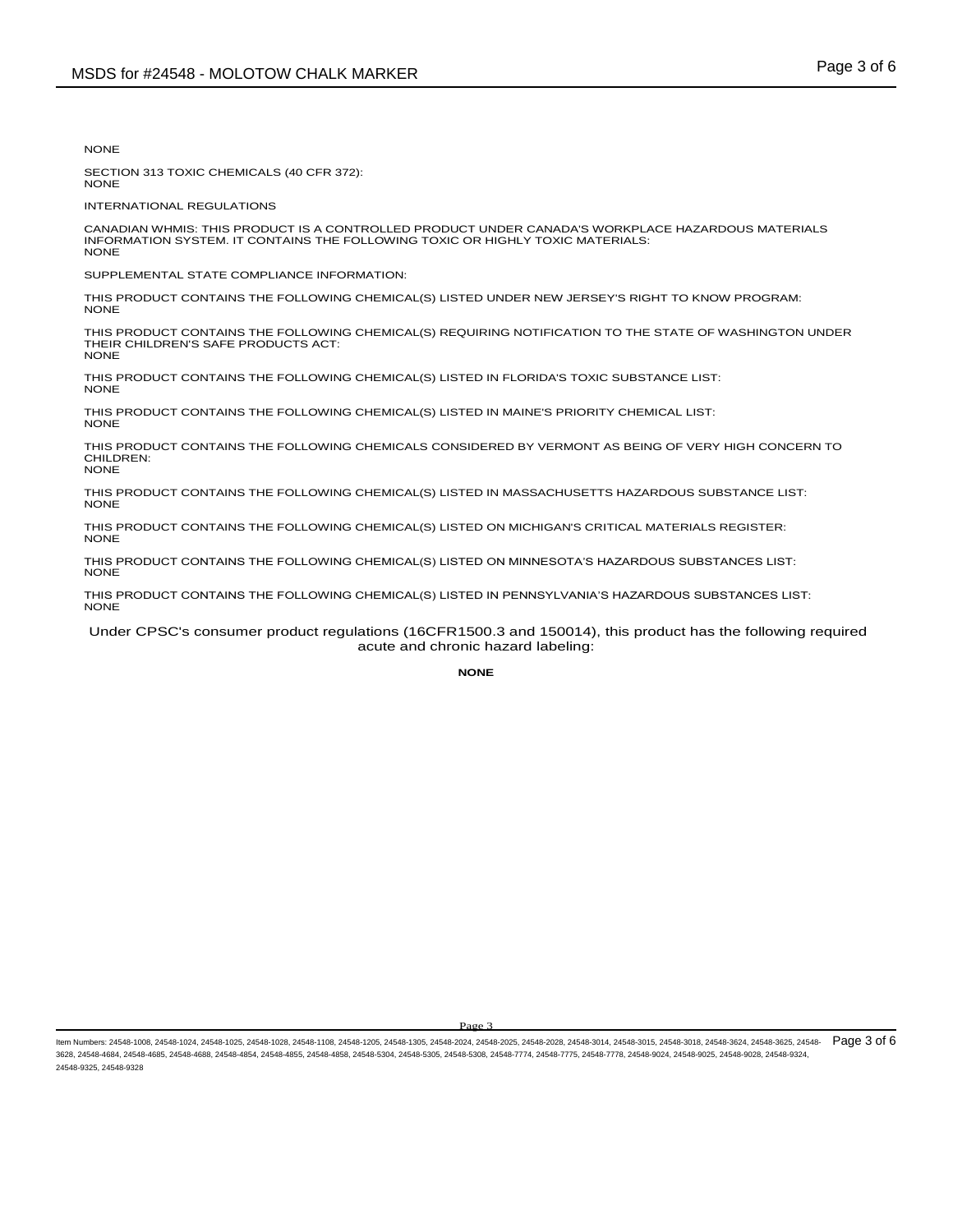NONE

SECTION 313 TOXIC CHEMICALS (40 CFR 372):
NONE

INTERNATIONAL REGULATIONS

CANADIAN WHMIS: THIS PRODUCT IS A CONTROLLED PRODUCT UNDER CANADA'S WORKPLACE HAZARDOUS MATERIALS INFORMATION SYSTEM. IT CONTAINS THE FOLLOWING TOXIC OR HIGHLY TOXIC MATERIALS:
NONE

SUPPLEMENTAL STATE COMPLIANCE INFORMATION:

THIS PRODUCT CONTAINS THE FOLLOWING CHEMICAL(S) LISTED UNDER NEW JERSEY'S RIGHT TO KNOW PROGRAM:
NONE

THIS PRODUCT CONTAINS THE FOLLOWING CHEMICAL(S) REQUIRING NOTIFICATION TO THE STATE OF WASHINGTON UNDER THEIR CHILDREN'S SAFE PRODUCTS ACT:
NONE

THIS PRODUCT CONTAINS THE FOLLOWING CHEMICAL(S) LISTED IN FLORIDA'S TOXIC SUBSTANCE LIST:
NONE

THIS PRODUCT CONTAINS THE FOLLOWING CHEMICAL(S) LISTED IN MAINE'S PRIORITY CHEMICAL LIST:
NONE

THIS PRODUCT CONTAINS THE FOLLOWING CHEMICALS CONSIDERED BY VERMONT AS BEING OF VERY HIGH CONCERN TO CHILDREN:
NONE

THIS PRODUCT CONTAINS THE FOLLOWING CHEMICAL(S) LISTED IN MASSACHUSETTS HAZARDOUS SUBSTANCE LIST:
NONE

THIS PRODUCT CONTAINS THE FOLLOWING CHEMICAL(S) LISTED ON MICHIGAN'S CRITICAL MATERIALS REGISTER:
NONE

THIS PRODUCT CONTAINS THE FOLLOWING CHEMICAL(S) LISTED ON MINNESOTA'S HAZARDOUS SUBSTANCES LIST:
NONE

THIS PRODUCT CONTAINS THE FOLLOWING CHEMICAL(S) LISTED IN PENNSYLVANIA'S HAZARDOUS SUBSTANCES LIST:
NONE

Under CPSC's consumer product regulations (16CFR1500.3 and 150014), this product has the following required acute and chronic hazard labeling:

**NONE**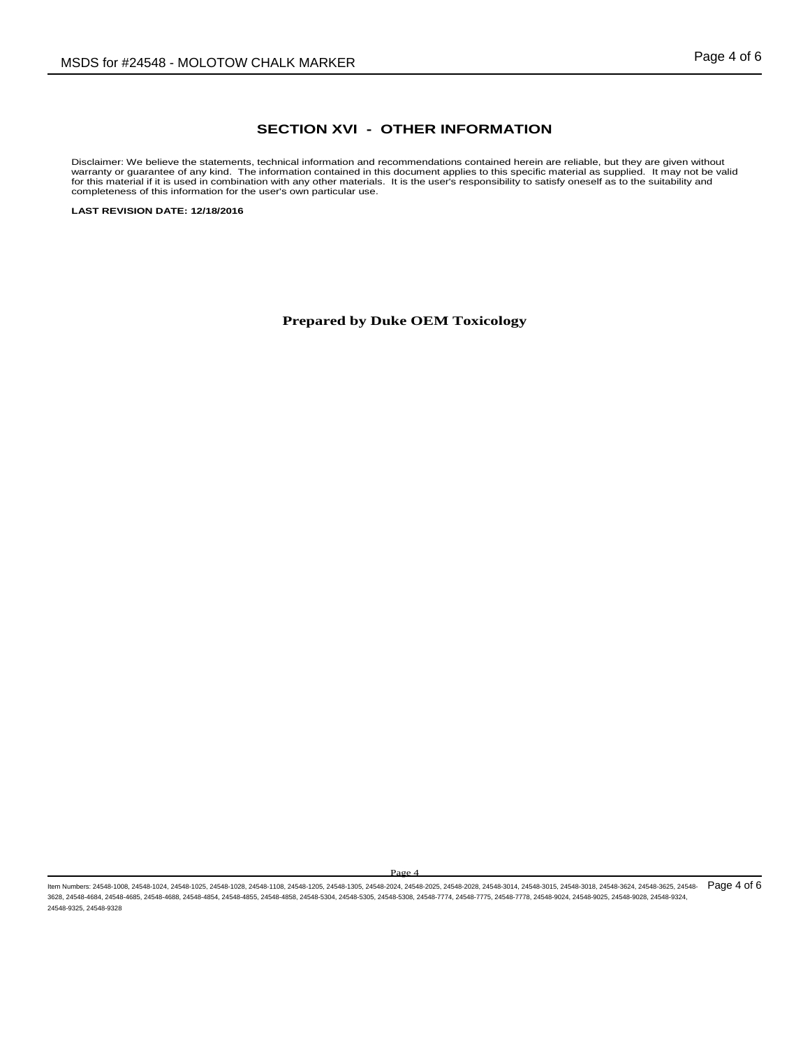## SECTION XVI - OTHER INFORMATION

Disclaimer: We believe the statements, technical information and recommendations contained herein are reliable, but they are given without warranty or guarantee of any kind. The information contained in this document applies to this specific material as supplied. It may not be valid for this material if it is used in combination with any other materials. It is the user's responsibility to satisfy oneself as to the suitability and completeness of this information for the user's own particular use.

**LAST REVISION DATE: 12/18/2016**

**Prepared by Duke OEM Toxicology**

Item Numbers: 24548-1008, 24548-1024, 24548-1025, 24548-1028, 24548-1108, 24548-1205, 24548-1305, 24548-2024, 24548-2025, 24548-2028, 24548-3014, 24548-3015, 24548-3018, 24548-3624, 24548-3625, 24548-3628, 24548-4684, 24548-4685, 24548-4688, 24548-4854, 24548-4855, 24548-4858, 24548-5304, 24548-5305, 24548-5308, 24548-7774, 24548-7775, 24548-7778, 24548-9024, 24548-9025, 24548-9028, 24548-9324, 24548-9325, 24548-9328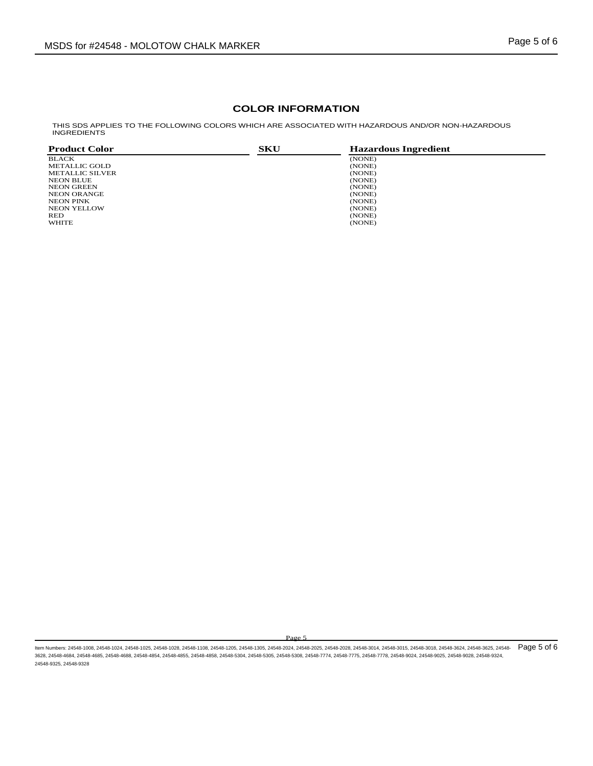## COLOR INFORMATION

THIS SDS APPLIES TO THE FOLLOWING COLORS WHICH ARE ASSOCIATED WITH HAZARDOUS AND/OR NON-HAZARDOUS INGREDIENTS

| Product Color | SKU | Hazardous Ingredient |
|---|---|---|
| BLACK | | (NONE) |
| METALLIC GOLD | | (NONE) |
| METALLIC SILVER | | (NONE) |
| NEON BLUE | | (NONE) |
| NEON GREEN | | (NONE) |
| NEON ORANGE | | (NONE) |
| NEON PINK | | (NONE) |
| NEON YELLOW | | (NONE) |
| RED | | (NONE) |
| WHITE | | (NONE) |

Item Numbers: 24548-1008, 24548-1024, 24548-1025, 24548-1028, 24548-1108, 24548-1205, 24548-1305, 24548-2024, 24548-2025, 24548-2028, 24548-3014, 24548-3015, 24548-3018, 24548-3624, 24548-3625, 24548-3628, 24548-4684, 24548-4685, 24548-4688, 24548-4854, 24548-4855, 24548-4858, 24548-5304, 24548-5305, 24548-5308, 24548-7774, 24548-7775, 24548-7778, 24548-9024, 24548-9025, 24548-9028, 24548-9324, 24548-9325, 24548-9328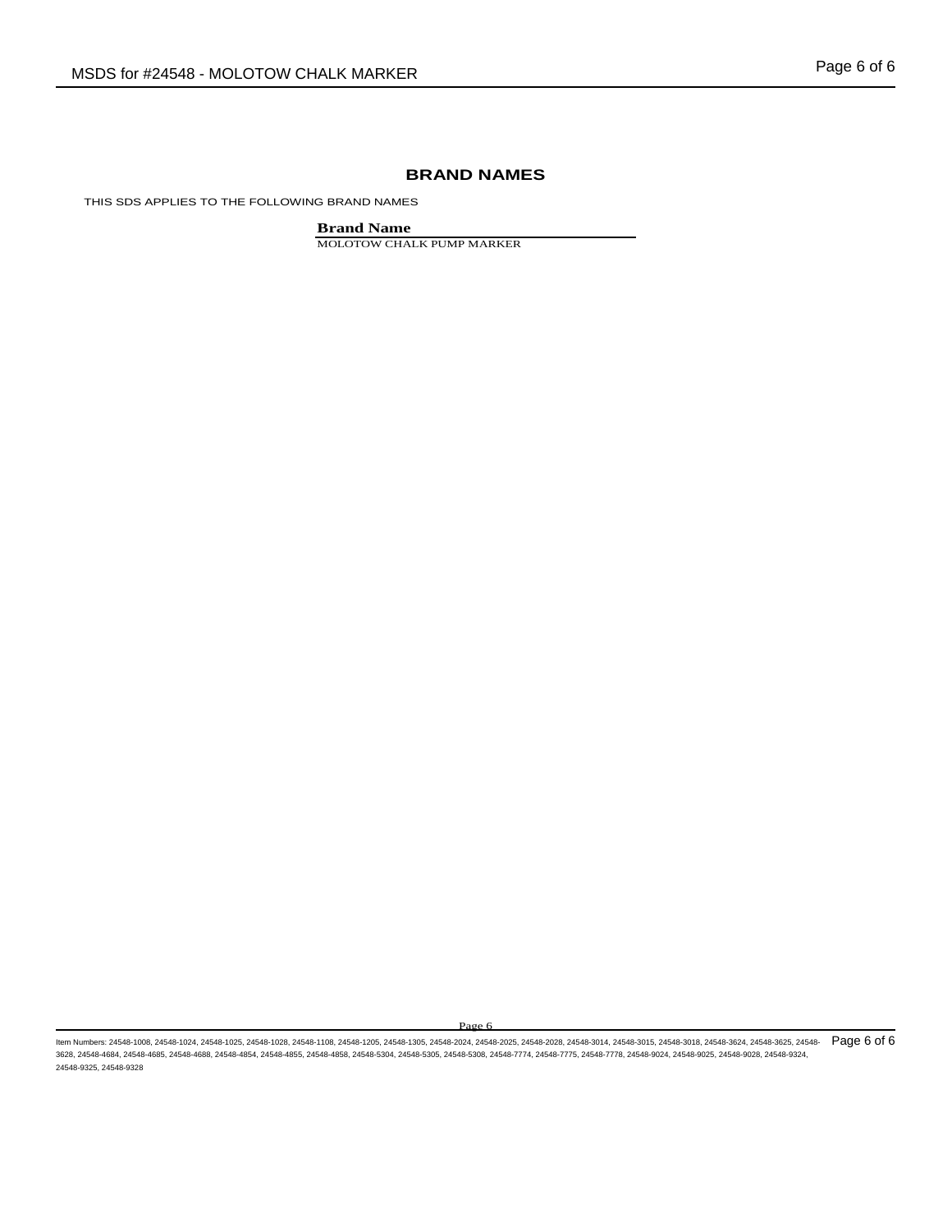## BRAND NAMES

THIS SDS APPLIES TO THE FOLLOWING BRAND NAMES

| Brand Name |
| --- |
| MOLOTOW CHALK PUMP MARKER |

Item Numbers: 24548-1008, 24548-1024, 24548-1025, 24548-1028, 24548-1108, 24548-1205, 24548-1305, 24548-2024, 24548-2025, 24548-2028, 24548-3014, 24548-3015, 24548-3018, 24548-3624, 24548-3625, 24548-3628, 24548-4684, 24548-4685, 24548-4688, 24548-4854, 24548-4855, 24548-4858, 24548-5304, 24548-5305, 24548-5308, 24548-7774, 24548-7775, 24548-7778, 24548-9024, 24548-9025, 24548-9028, 24548-9324, 24548-9325, 24548-9328